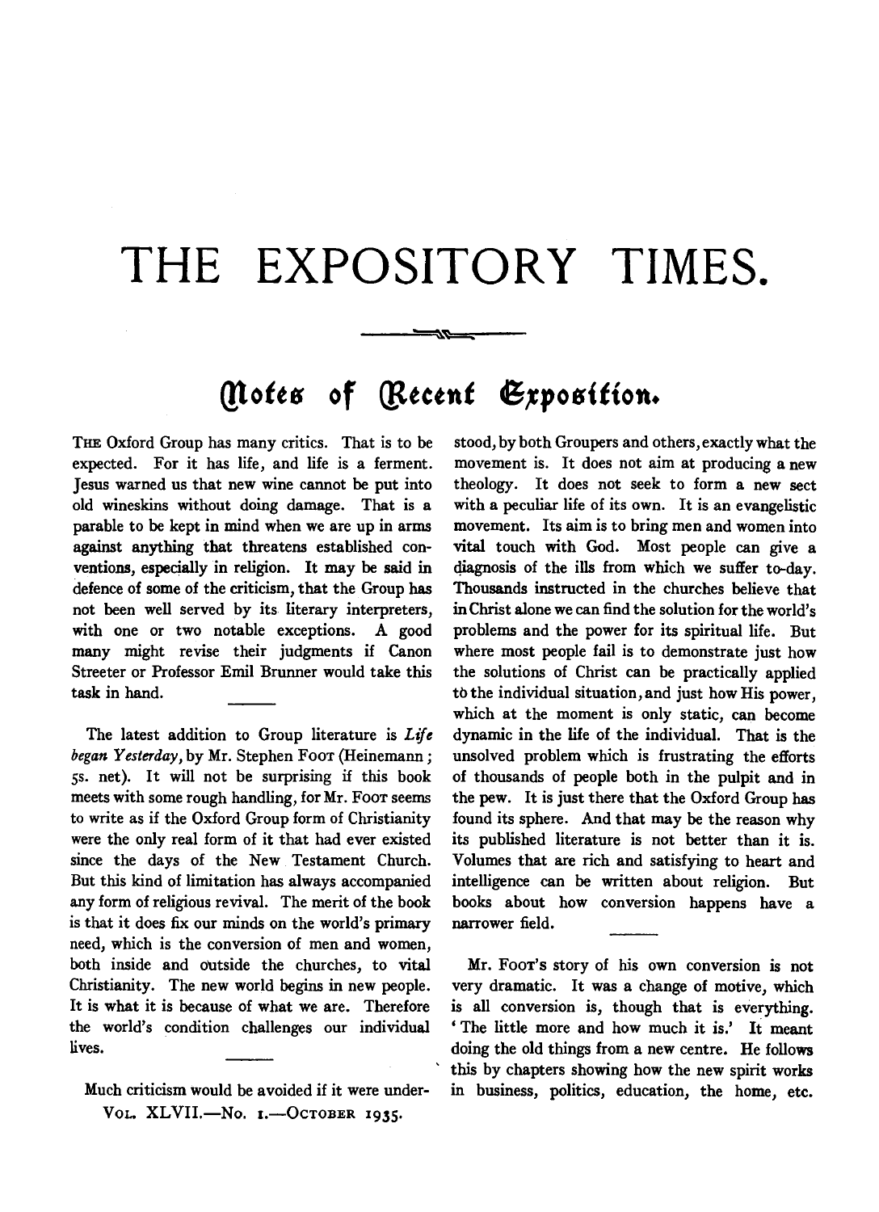# THE EXPOSITORY TIMES.

## Notes of Recent Exposition.

The Oxford Group has many critics. That is to be expected. For it has life, and life is a ferment. Jesus warned us that new wine cannot be put into old wineskins without doing damage. That is a parable to be kept in mind when we are up in arms against anything that threatens established conventions, especially in religion. It may be said in defence of some of the criticism, that the Group has not been well served by its literary interpreters, with one or two notable exceptions. A good many might revise their judgments if Canon Streeter or Professor Emil Brunner would take this task in hand.

The latest addition to Group literature is *Life began Yesterday*, by Mr. Stephen Foot (Heinemann; 5s. net). It will not be surprising if this book meets with some rough handling, for Mr. Foot seems to write as if the Oxford Group form of Christianity were the only real form of it that had ever existed since the days of the New Testament Church. But this kind of limitation has always accompanied any form of religious revival. The merit of the book is that it does fix our minds on the world's primary need, which is the conversion of men and women, both inside and outside the churches, to vital Christianity. The new world begins in new people. It is what it is because of what we are. Therefore the world's condition challenges our individual lives.

Much criticism would be avoided if it were understood, by both Groupers and others, exactly what the movement is. It does not aim at producing a new theology. It does not seek to form a new sect with a peculiar life of its own. It is an evangelistic movement. Its aim is to bring men and women into vital touch with God. Most people can give a diagnosis of the ills from which we suffer to-day. Thousands instructed in the churches believe that in Christ alone we can find the solution for the world's problems and the power for its spiritual life. But where most people fail is to demonstrate just how the solutions of Christ can be practically applied to the individual situation, and just how His power, which at the moment is only static, can become dynamic in the life of the individual. That is the unsolved problem which is frustrating the efforts of thousands of people both in the pulpit and in the pew. It is just there that the Oxford Group has found its sphere. And that may be the reason why its published literature is not better than it is. Volumes that are rich and satisfying to heart and intelligence can be written about religion. But books about how conversion happens have a narrower field.

Mr. Foot's story of his own conversion is not very dramatic. It was a change of motive, which is all conversion is, though that is everything. 'The little more and how much it is.' It meant doing the old things from a new centre. He follows this by chapters showing how the new spirit works in business, politics, education, the home, etc.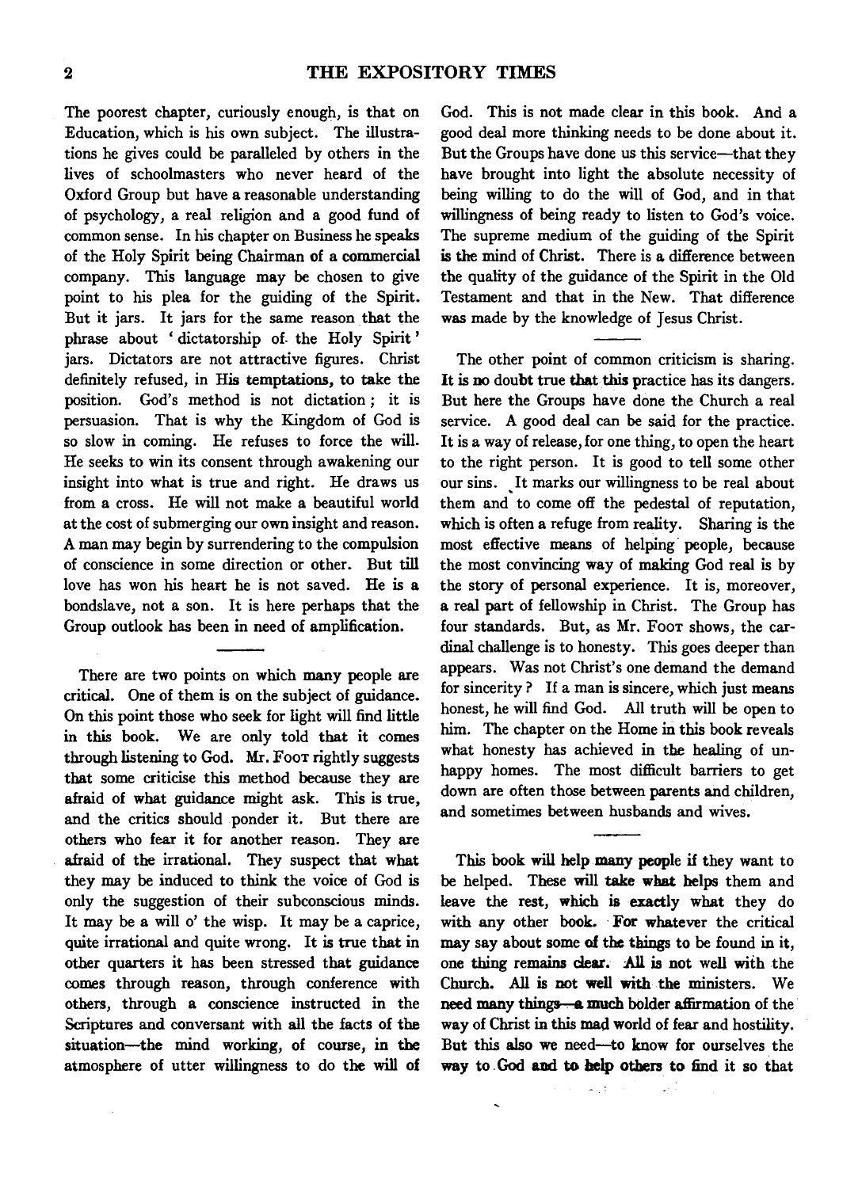The poorest chapter, curiously enough, is that on Education, which is his own subject. The illustrations he gives could be paralleled by others in the lives of schoolmasters who never heard of the Oxford Group but have a reasonable understanding of psychology, a real religion and a good fund of common sense. In his chapter on Business he speaks of the Holy Spirit being Chairman of a commercial company. This language may be chosen to give point to his plea for the guiding of the Spirit. But it jars. It jars for the same reason that the phrase about 'dictatorship of the Holy Spirit' jars. Dictators are not attractive figures. Christ definitely refused, in His temptations, to take the position. God's method is not dictation; it is persuasion. That is why the Kingdom of God is so slow in coming. He refuses to force the will. He seeks to win its consent through awakening our insight into what is true and right. He draws us from a cross. He will not make a beautiful world at the cost of submerging our own insight and reason. A man may begin by surrendering to the compulsion of conscience in some direction or other. But till love has won his heart he is not saved. He is a bondslave, not a son. It is here perhaps that the Group outlook has been in need of amplification.

---

There are two points on which many people are critical. One of them is on the subject of guidance. On this point those who seek for light will find little in this book. We are only told that it comes through listening to God. Mr. Foot rightly suggests that some criticise this method because they are afraid of what guidance might ask. This is true, and the critics should ponder it. But there are others who fear it for another reason. They are afraid of the irrational. They suspect that what they may be induced to think the voice of God is only the suggestion of their subconscious minds. It may be a will o' the wisp. It may be a caprice, quite irrational and quite wrong. It is true that in other quarters it has been stressed that guidance comes through reason, through conference with others, through a conscience instructed in the Scriptures and conversant with all the facts of the situation—the mind working, of course, in the atmosphere of utter willingness to do the will of God. This is not made clear in this book. And a good deal more thinking needs to be done about it. But the Groups have done us this service—that they have brought into light the absolute necessity of being willing to do the will of God, and in that willingness of being ready to listen to God's voice. The supreme medium of the guiding of the Spirit is the mind of Christ. There is a difference between the quality of the guidance of the Spirit in the Old Testament and that in the New. That difference was made by the knowledge of Jesus Christ.

---

The other point of common criticism is sharing. It is no doubt true that this practice has its dangers. But here the Groups have done the Church a real service. A good deal can be said for the practice. It is a way of release, for one thing, to open the heart to the right person. It is good to tell some other our sins. It marks our willingness to be real about them and to come off the pedestal of reputation, which is often a refuge from reality. Sharing is the most effective means of helping people, because the most convincing way of making God real is by the story of personal experience. It is, moreover, a real part of fellowship in Christ. The Group has four standards. But, as Mr. Foot shows, the cardinal challenge is to honesty. This goes deeper than appears. Was not Christ's one demand the demand for sincerity? If a man is sincere, which just means honest, he will find God. All truth will be open to him. The chapter on the Home in this book reveals what honesty has achieved in the healing of unhappy homes. The most difficult barriers to get down are often those between parents and children, and sometimes between husbands and wives.

---

This book will help many people if they want to be helped. These will take what helps them and leave the rest, which is exactly what they do with any other book. For whatever the critical may say about some of the things to be found in it, one thing remains clear. All is not well with the Church. All is not well with the ministers. We need many things—a much bolder affirmation of the way of Christ in this mad world of fear and hostility. But this also we need—to know for ourselves the way to God and to help others to find it so that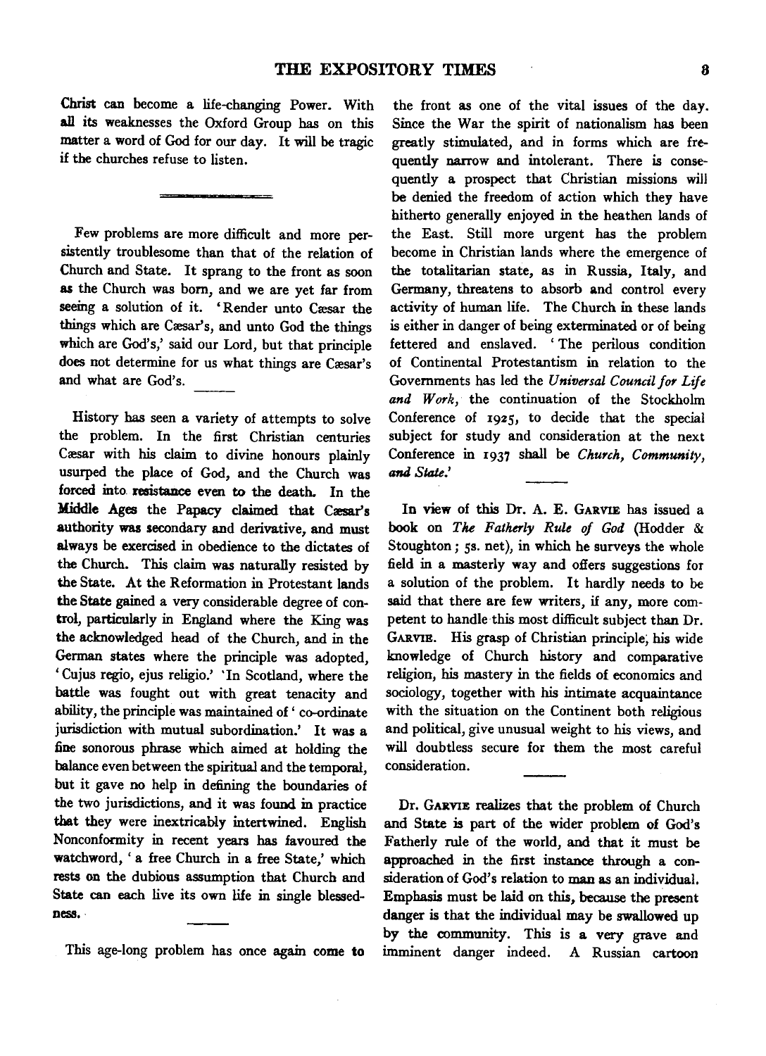Christ can become a life-changing Power. With all its weaknesses the Oxford Group has on this matter a word of God for our day. It will be tragic if the churches refuse to listen.

---

Few problems are more difficult and more persistently troublesome than that of the relation of Church and State. It sprang to the front as soon as the Church was born, and we are yet far from seeing a solution of it. 'Render unto Cæsar the things which are Cæsar's, and unto God the things which are God's,' said our Lord, but that principle does not determine for us what things are Cæsar's and what are God's.

History has seen a variety of attempts to solve the problem. In the first Christian centuries Cæsar with his claim to divine honours plainly usurped the place of God, and the Church was forced into resistance even to the death. In the Middle Ages the Papacy claimed that Cæsar's authority was secondary and derivative, and must always be exercised in obedience to the dictates of the Church. This claim was naturally resisted by the State. At the Reformation in Protestant lands the State gained a very considerable degree of control, particularly in England where the King was the acknowledged head of the Church, and in the German states where the principle was adopted, 'Cujus regio, ejus religio.' 'In Scotland, where the battle was fought out with great tenacity and ability, the principle was maintained of 'co-ordinate jurisdiction with mutual subordination.' It was a fine sonorous phrase which aimed at holding the balance even between the spiritual and the temporal, but it gave no help in defining the boundaries of the two jurisdictions, and it was found in practice that they were inextricably intertwined. English Nonconformity in recent years has favoured the watchword, 'a free Church in a free State,' which rests on the dubious assumption that Church and State can each live its own life in single blessedness.

This age-long problem has once again come to the front as one of the vital issues of the day. Since the War the spirit of nationalism has been greatly stimulated, and in forms which are frequently narrow and intolerant. There is consequently a prospect that Christian missions will be denied the freedom of action which they have hitherto generally enjoyed in the heathen lands of the East. Still more urgent has the problem become in Christian lands where the emergence of the totalitarian state, as in Russia, Italy, and Germany, threatens to absorb and control every activity of human life. The Church in these lands is either in danger of being exterminated or of being fettered and enslaved. 'The perilous condition of Continental Protestantism in relation to the Governments has led the *Universal Council for Life and Work*, the continuation of the Stockholm Conference of 1925, to decide that the special subject for study and consideration at the next Conference in 1937 shall be *Church, Community, and State*.'

In view of this Dr. A. E. Garvie has issued a book on *The Fatherly Rule of God* (Hodder & Stoughton; 5s. net), in which he surveys the whole field in a masterly way and offers suggestions for a solution of the problem. It hardly needs to be said that there are few writers, if any, more competent to handle this most difficult subject than Dr. Garvie. His grasp of Christian principle, his wide knowledge of Church history and comparative religion, his mastery in the fields of economics and sociology, together with his intimate acquaintance with the situation on the Continent both religious and political, give unusual weight to his views, and will doubtless secure for them the most careful consideration.

Dr. Garvie realizes that the problem of Church and State is part of the wider problem of God's Fatherly rule of the world, and that it must be approached in the first instance through a consideration of God's relation to man as an individual. Emphasis must be laid on this, because the present danger is that the individual may be swallowed up by the community. This is a very grave and imminent danger indeed. A Russian cartoon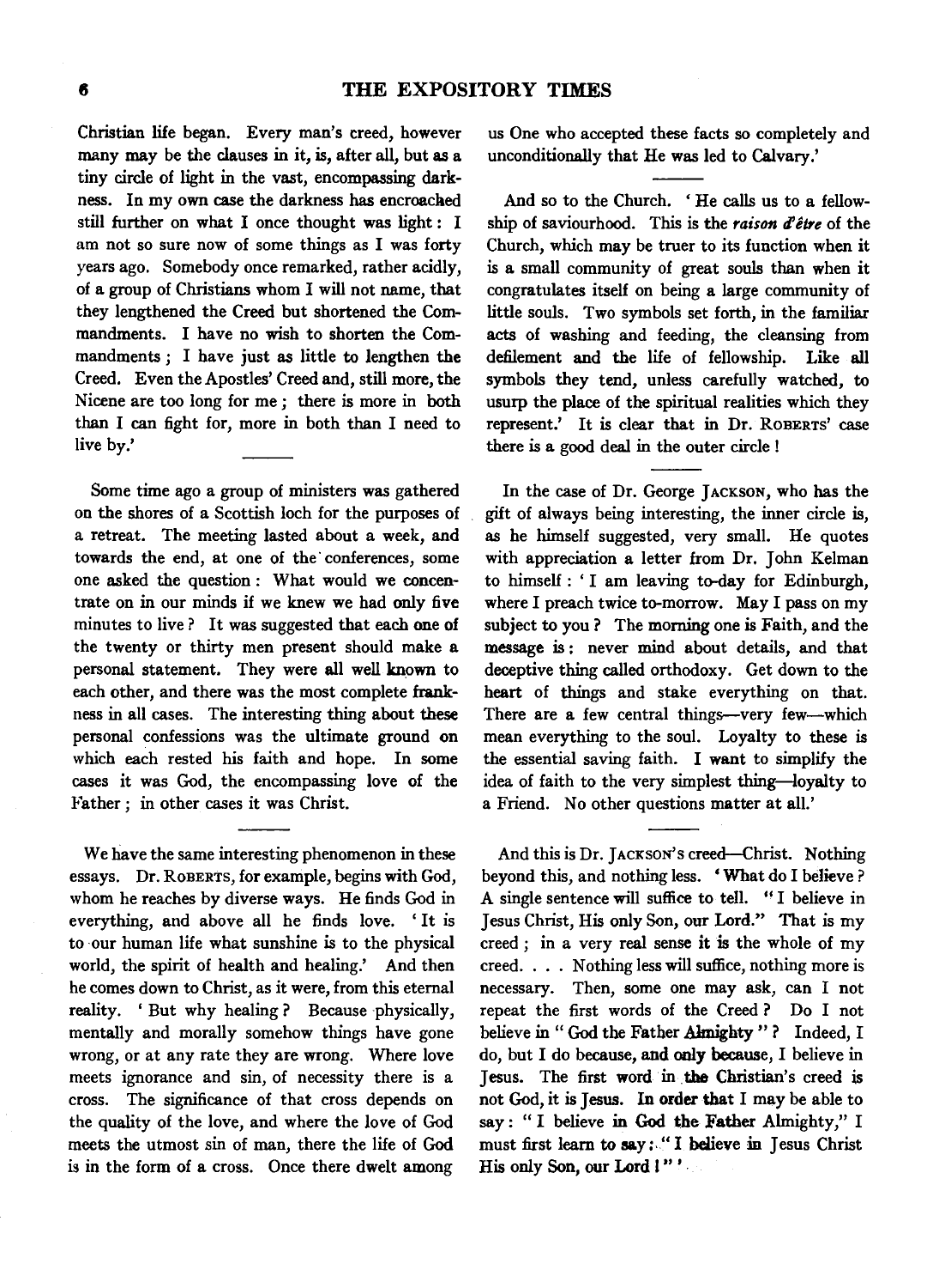Christian life began. Every man's creed, however many may be the clauses in it, is, after all, but as a tiny circle of light in the vast, encompassing darkness. In my own case the darkness has encroached still further on what I once thought was light: I am not so sure now of some things as I was forty years ago. Somebody once remarked, rather acidly, of a group of Christians whom I will not name, that they lengthened the Creed but shortened the Commandments. I have no wish to shorten the Commandments; I have just as little to lengthen the Creed. Even the Apostles' Creed and, still more, the Nicene are too long for me; there is more in both than I can fight for, more in both than I need to live by.'

Some time ago a group of ministers was gathered on the shores of a Scottish loch for the purposes of a retreat. The meeting lasted about a week, and towards the end, at one of the conferences, some one asked the question: What would we concentrate on in our minds if we knew we had only five minutes to live? It was suggested that each one of the twenty or thirty men present should make a personal statement. They were all well known to each other, and there was the most complete frankness in all cases. The interesting thing about these personal confessions was the ultimate ground on which each rested his faith and hope. In some cases it was God, the encompassing love of the Father; in other cases it was Christ.

We have the same interesting phenomenon in these essays. Dr. ROBERTS, for example, begins with God, whom he reaches by diverse ways. He finds God in everything, and above all he finds love. 'It is to our human life what sunshine is to the physical world, the spirit of health and healing.' And then he comes down to Christ, as it were, from this eternal reality. 'But why healing? Because physically, mentally and morally somehow things have gone wrong, or at any rate they are wrong. Where love meets ignorance and sin, of necessity there is a cross. The significance of that cross depends on the quality of the love, and where the love of God meets the utmost sin of man, there the life of God is in the form of a cross. Once there dwelt among us One who accepted these facts so completely and unconditionally that He was led to Calvary.'

And so to the Church. 'He calls us to a fellowship of saviourhood. This is the *raison d'être* of the Church, which may be truer to its function when it is a small community of great souls than when it congratulates itself on being a large community of little souls. Two symbols set forth, in the familiar acts of washing and feeding, the cleansing from defilement and the life of fellowship. Like all symbols they tend, unless carefully watched, to usurp the place of the spiritual realities which they represent.' It is clear that in Dr. ROBERTS' case there is a good deal in the outer circle!

In the case of Dr. George JACKSON, who has the gift of always being interesting, the inner circle is, as he himself suggested, very small. He quotes with appreciation a letter from Dr. John Kelman to himself: 'I am leaving to-day for Edinburgh, where I preach twice to-morrow. May I pass on my subject to you? The morning one is Faith, and the message is: never mind about details, and that deceptive thing called orthodoxy. Get down to the heart of things and stake everything on that. There are a few central things—very few—which mean everything to the soul. Loyalty to these is the essential saving faith. I want to simplify the idea of faith to the very simplest thing—loyalty to a Friend. No other questions matter at all.'

And this is Dr. JACKSON'S creed—Christ. Nothing beyond this, and nothing less. 'What do I believe? A single sentence will suffice to tell. "I believe in Jesus Christ, His only Son, our Lord." That is my creed; in a very real sense it is the whole of my creed. . . . Nothing less will suffice, nothing more is necessary. Then, some one may ask, can I not repeat the first words of the Creed? Do I not believe in "God the Father Almighty"? Indeed, I do, but I do because, and only because, I believe in Jesus. The first word in the Christian's creed is not God, it is Jesus. In order that I may be able to say: "I believe in God the Father Almighty," I must first learn to say: "I believe in Jesus Christ His only Son, our Lord!"'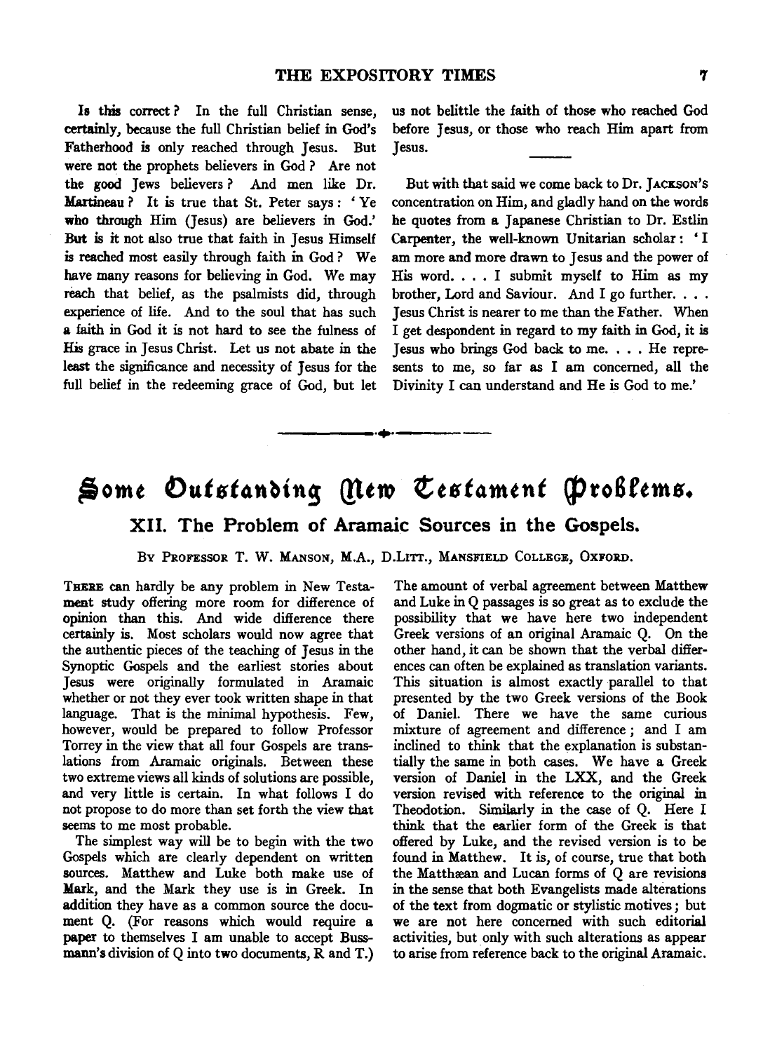Is this correct? In the full Christian sense, certainly, because the full Christian belief in God's Fatherhood is only reached through Jesus. But were not the prophets believers in God? Are not the good Jews believers? And men like Dr. Martineau? It is true that St. Peter says: 'Ye who through Him (Jesus) are believers in God.' But is it not also true that faith in Jesus Himself is reached most easily through faith in God? We have many reasons for believing in God. We may reach that belief, as the psalmists did, through experience of life. And to the soul that has such a faith in God it is not hard to see the fulness of His grace in Jesus Christ. Let us not abate in the least the significance and necessity of Jesus for the full belief in the redeeming grace of God, but let us not belittle the faith of those who reached God before Jesus, or those who reach Him apart from Jesus.

But with that said we come back to Dr. JACKSON's concentration on Him, and gladly hand on the words he quotes from a Japanese Christian to Dr. Estlin Carpenter, the well-known Unitarian scholar: 'I am more and more drawn to Jesus and the power of His word. . . . I submit myself to Him as my brother, Lord and Saviour. And I go further. . . . Jesus Christ is nearer to me than the Father. When I get despondent in regard to my faith in God, it is Jesus who brings God back to me. . . . He represents to me, so far as I am concerned, all the Divinity I can understand and He is God to me.'

# Some Outstanding New Testament Problems.

## XII. The Problem of Aramaic Sources in the Gospels.

BY PROFESSOR T. W. MANSON, M.A., D.LITT., MANSFIELD COLLEGE, OXFORD.

THERE can hardly be any problem in New Testament study offering more room for difference of opinion than this. And wide difference there certainly is. Most scholars would now agree that the authentic pieces of the teaching of Jesus in the Synoptic Gospels and the earliest stories about Jesus were originally formulated in Aramaic whether or not they ever took written shape in that language. That is the minimal hypothesis. Few, however, would be prepared to follow Professor Torrey in the view that all four Gospels are translations from Aramaic originals. Between these two extreme views all kinds of solutions are possible, and very little is certain. In what follows I do not propose to do more than set forth the view that seems to me most probable.

The simplest way will be to begin with the two Gospels which are clearly dependent on written sources. Matthew and Luke both make use of Mark, and the Mark they use is in Greek. In addition they have as a common source the document Q. (For reasons which would require a paper to themselves I am unable to accept Bussmann's division of Q into two documents, R and T.) The amount of verbal agreement between Matthew and Luke in Q passages is so great as to exclude the possibility that we have here two independent Greek versions of an original Aramaic Q. On the other hand, it can be shown that the verbal differences can often be explained as translation variants. This situation is almost exactly parallel to that presented by the two Greek versions of the Book of Daniel. There we have the same curious mixture of agreement and difference; and I am inclined to think that the explanation is substantially the same in both cases. We have a Greek version of Daniel in the LXX, and the Greek version revised with reference to the original in Theodotion. Similarly in the case of Q. Here I think that the earlier form of the Greek is that offered by Luke, and the revised version is to be found in Matthew. It is, of course, true that both the Matthæan and Lucan forms of Q are revisions in the sense that both Evangelists made alterations of the text from dogmatic or stylistic motives; but we are not here concerned with such editorial activities, but only with such alterations as appear to arise from reference back to the original Aramaic.